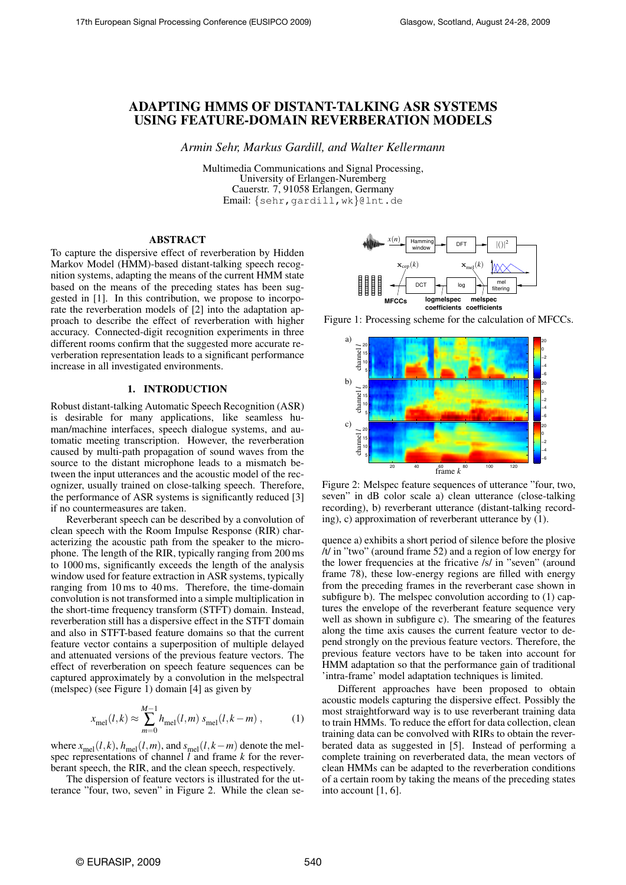# ADAPTING HMMS OF DISTANT-TALKING ASR SYSTEMS USING FEATURE-DOMAIN REVERBERATION MODELS

*Armin Sehr, Markus Gardill, and Walter Kellermann*

Multimedia Communications and Signal Processing,
University of Erlangen-Nuremberg
Cauerstr. 7, 91058 Erlangen, Germany
Email: {sehr,gardill,wk}@lnt.de

## ABSTRACT

To capture the dispersive effect of reverberation by Hidden Markov Model (HMM)-based distant-talking speech recognition systems, adapting the means of the current HMM state based on the means of the preceding states has been suggested in [1]. In this contribution, we propose to incorporate the reverberation models of [2] into the adaptation approach to describe the effect of reverberation with higher accuracy. Connected-digit recognition experiments in three different rooms confirm that the suggested more accurate reverberation representation leads to a significant performance increase in all investigated environments.

## 1. INTRODUCTION

Robust distant-talking Automatic Speech Recognition (ASR) is desirable for many applications, like seamless human/machine interfaces, speech dialogue systems, and automatic meeting transcription. However, the reverberation caused by multi-path propagation of sound waves from the source to the distant microphone leads to a mismatch between the input utterances and the acoustic model of the recognizer, usually trained on close-talking speech. Therefore, the performance of ASR systems is significantly reduced [3] if no countermeasures are taken.

Reverberant speech can be described by a convolution of clean speech with the Room Impulse Response (RIR) characterizing the acoustic path from the speaker to the microphone. The length of the RIR, typically ranging from 200 ms to 1000 ms, significantly exceeds the length of the analysis window used for feature extraction in ASR systems, typically ranging from 10 ms to 40 ms. Therefore, the time-domain convolution is not transformed into a simple multiplication in the short-time frequency transform (STFT) domain. Instead, reverberation still has a dispersive effect in the STFT domain and also in STFT-based feature domains so that the current feature vector contains a superposition of multiple delayed and attenuated versions of the previous feature vectors. The effect of reverberation on speech feature sequences can be captured approximately by a convolution in the melspectral (melspec) (see Figure 1) domain [4] as given by

$$x_{\text{mel}}(l,k) \approx \sum_{m=0}^{M-1} h_{\text{mel}}(l,m)\, s_{\text{mel}}(l,k-m)\,, \tag{1}$$

where $x_{\text{mel}}(l,k)$, $h_{\text{mel}}(l,m)$, and $s_{\text{mel}}(l,k-m)$ denote the melspec representations of channel $l$ and frame $k$ for the reverberant speech, the RIR, and the clean speech, respectively.

The dispersion of feature vectors is illustrated for the utterance "four, two, seven" in Figure 2. While the clean sequence a) exhibits a short period of silence before the plosive /t/ in "two" (around frame 52) and a region of low energy for the lower frequencies at the fricative /s/ in "seven" (around frame 78), these low-energy regions are filled with energy from the preceding frames in the reverberant case shown in subfigure b). The melspec convolution according to (1) captures the envelope of the reverberant feature sequence very well as shown in subfigure c). The smearing of the features along the time axis causes the current feature vector to depend strongly on the previous feature vectors. Therefore, the previous feature vectors have to be taken into account for HMM adaptation so that the performance gain of traditional 'intra-frame' model adaptation techniques is limited.

Different approaches have been proposed to obtain acoustic models capturing the dispersive effect. Possibly the most straightforward way is to use reverberant training data to train HMMs. To reduce the effort for data collection, clean training data can be convolved with RIRs to obtain the reverberated data as suggested in [5]. Instead of performing a complete training on reverberated data, the mean vectors of clean HMMs can be adapted to the reverberation conditions of a certain room by taking the means of the preceding states into account [1, 6].

$x(n)$ Hamming window DFT $|()|^2$ mel filtering log DCT
$\mathbf{x}_{\text{cep}}(k)$ $\mathbf{x}_{\text{mel}}(k)$
MFCCs logmelspec coefficients melspec coefficients

Figure 1: Processing scheme for the calculation of MFCCs.

a) b) c) channel $l$ frame $k$

Figure 2: Melspec feature sequences of utterance "four, two, seven" in dB color scale a) clean utterance (close-talking recording), b) reverberant utterance (distant-talking recording), c) approximation of reverberant utterance by (1).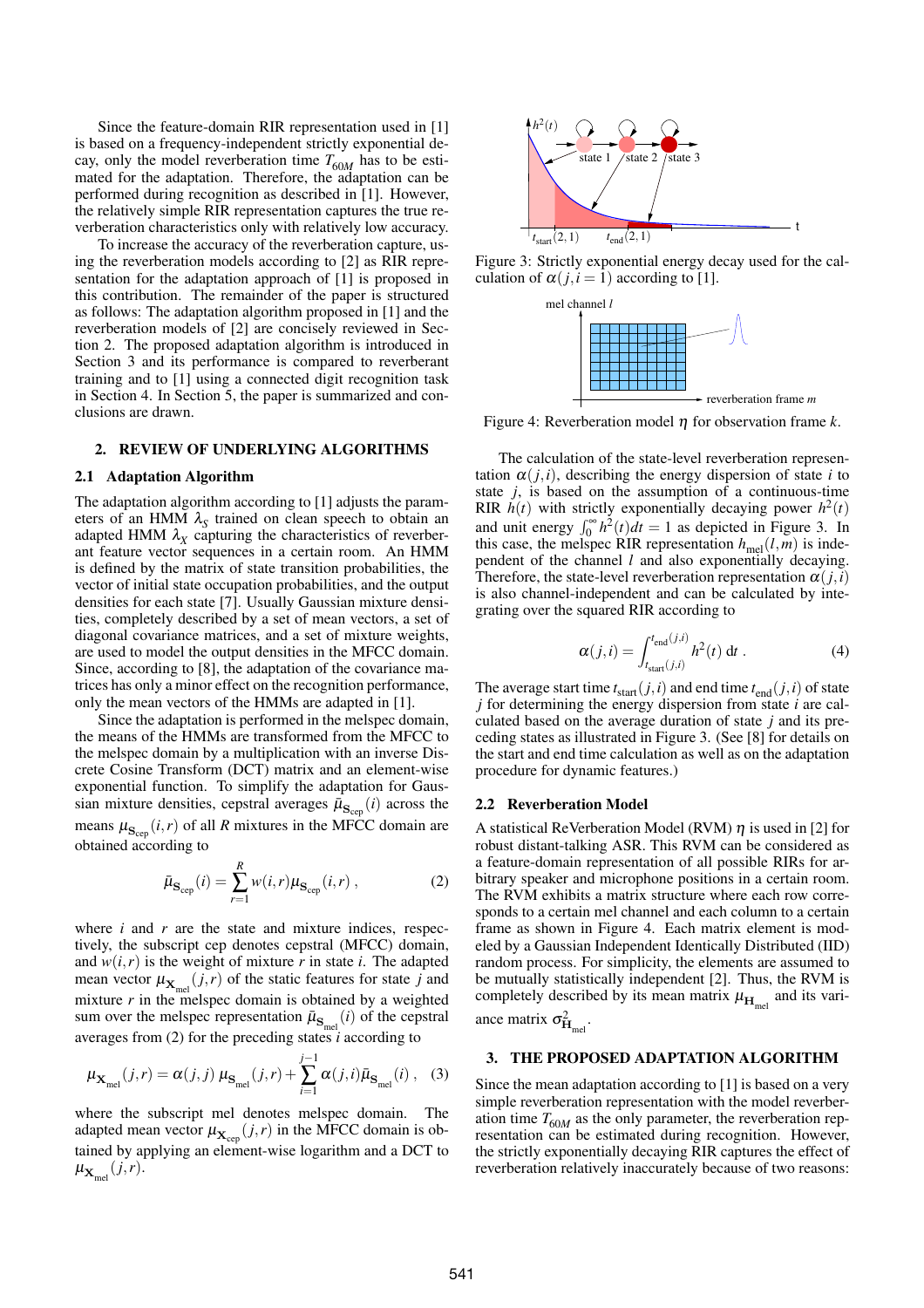Since the feature-domain RIR representation used in [1] is based on a frequency-independent strictly exponential decay, only the model reverberation time $T_{60M}$ has to be estimated for the adaptation. Therefore, the adaptation can be performed during recognition as described in [1]. However, the relatively simple RIR representation captures the true reverberation characteristics only with relatively low accuracy.

To increase the accuracy of the reverberation capture, using the reverberation models according to [2] as RIR representation for the adaptation approach of [1] is proposed in this contribution. The remainder of the paper is structured as follows: The adaptation algorithm proposed in [1] and the reverberation models of [2] are concisely reviewed in Section 2. The proposed adaptation algorithm is introduced in Section 3 and its performance is compared to reverberant training and to [1] using a connected digit recognition task in Section 4. In Section 5, the paper is summarized and conclusions are drawn.

## 2. REVIEW OF UNDERLYING ALGORITHMS

### 2.1 Adaptation Algorithm

The adaptation algorithm according to [1] adjusts the parameters of an HMM $\lambda_S$ trained on clean speech to obtain an adapted HMM $\lambda_X$ capturing the characteristics of reverberant feature vector sequences in a certain room. An HMM is defined by the matrix of state transition probabilities, the vector of initial state occupation probabilities, and the output densities for each state [7]. Usually Gaussian mixture densities, completely described by a set of mean vectors, a set of diagonal covariance matrices, and a set of mixture weights, are used to model the output densities in the MFCC domain. Since, according to [8], the adaptation of the covariance matrices has only a minor effect on the recognition performance, only the mean vectors of the HMMs are adapted in [1].

Since the adaptation is performed in the melspec domain, the means of the HMMs are transformed from the MFCC to the melspec domain by a multiplication with an inverse Discrete Cosine Transform (DCT) matrix and an element-wise exponential function. To simplify the adaptation for Gaussian mixture densities, cepstral averages $\bar{\mu}_{\mathbf{S}_{\text{cep}}}(i)$ across the means $\mu_{\mathbf{S}_{\text{cep}}}(i,r)$ of all $R$ mixtures in the MFCC domain are obtained according to

$$\bar{\mu}_{\mathbf{S}_{\text{cep}}}(i) = \sum_{r=1}^{R} w(i,r)\mu_{\mathbf{S}_{\text{cep}}}(i,r) \,, \tag{2}$$

where $i$ and $r$ are the state and mixture indices, respectively, the subscript cep denotes cepstral (MFCC) domain, and $w(i,r)$ is the weight of mixture $r$ in state $i$. The adapted mean vector $\mu_{\mathbf{X}_{\text{mel}}}(j,r)$ of the static features for state $j$ and mixture $r$ in the melspec domain is obtained by a weighted sum over the melspec representation $\bar{\mu}_{\mathbf{S}_{\text{mel}}}(i)$ of the cepstral averages from (2) for the preceding states $i$ according to

$$\mu_{\mathbf{X}_{\text{mel}}}(j,r) = \alpha(j,j)\, \mu_{\mathbf{S}_{\text{mel}}}(j,r) + \sum_{i=1}^{j-1} \alpha(j,i)\bar{\mu}_{\mathbf{S}_{\text{mel}}}(i) \,, \tag{3}$$

where the subscript mel denotes melspec domain. The adapted mean vector $\mu_{\mathbf{X}_{\text{cep}}}(j,r)$ in the MFCC domain is obtained by applying an element-wise logarithm and a DCT to $\mu_{\mathbf{X}_{\text{mel}}}(j,r)$.

$h^2(t)$

state 1

state 2

state 3

t

$t_{\text{start}}(2,1)$

$t_{\text{end}}(2,1)$

Figure 3: Strictly exponential energy decay used for the calculation of $\alpha(j,i=1)$ according to [1].

mel channel $l$

reverberation frame $m$

Figure 4: Reverberation model $\eta$ for observation frame $k$.

The calculation of the state-level reverberation representation $\alpha(j,i)$, describing the energy dispersion of state $i$ to state $j$, is based on the assumption of a continuous-time RIR $h(t)$ with strictly exponentially decaying power $h^2(t)$ and unit energy $\int_0^{\infty} h^2(t)dt = 1$ as depicted in Figure 3. In this case, the melspec RIR representation $h_{\text{mel}}(l,m)$ is independent of the channel $l$ and also exponentially decaying. Therefore, the state-level reverberation representation $\alpha(j,i)$ is also channel-independent and can be calculated by integrating over the squared RIR according to

$$\alpha(j,i) = \int_{t_{\text{start}}(j,i)}^{t_{\text{end}}(j,i)} h^2(t)\; \mathrm{d}t \,. \tag{4}$$

The average start time $t_{\text{start}}(j,i)$ and end time $t_{\text{end}}(j,i)$ of state $j$ for determining the energy dispersion from state $i$ are calculated based on the average duration of state $j$ and its preceding states as illustrated in Figure 3. (See [8] for details on the start and end time calculation as well as on the adaptation procedure for dynamic features.)

### 2.2 Reverberation Model

A statistical ReVerberation Model (RVM) $\eta$ is used in [2] for robust distant-talking ASR. This RVM can be considered as a feature-domain representation of all possible RIRs for arbitrary speaker and microphone positions in a certain room. The RVM exhibits a matrix structure where each row corresponds to a certain mel channel and each column to a certain frame as shown in Figure 4. Each matrix element is modeled by a Gaussian Independent Identically Distributed (IID) random process. For simplicity, the elements are assumed to be mutually statistically independent [2]. Thus, the RVM is completely described by its mean matrix $\mu_{\mathbf{H}_{\text{mel}}}$ and its variance matrix $\sigma^2_{\mathbf{H}_{\text{mel}}}$.

## 3. THE PROPOSED ADAPTATION ALGORITHM

Since the mean adaptation according to [1] is based on a very simple reverberation representation with the model reverberation time $T_{60M}$ as the only parameter, the reverberation representation can be estimated during recognition. However, the strictly exponentially decaying RIR captures the effect of reverberation relatively inaccurately because of two reasons: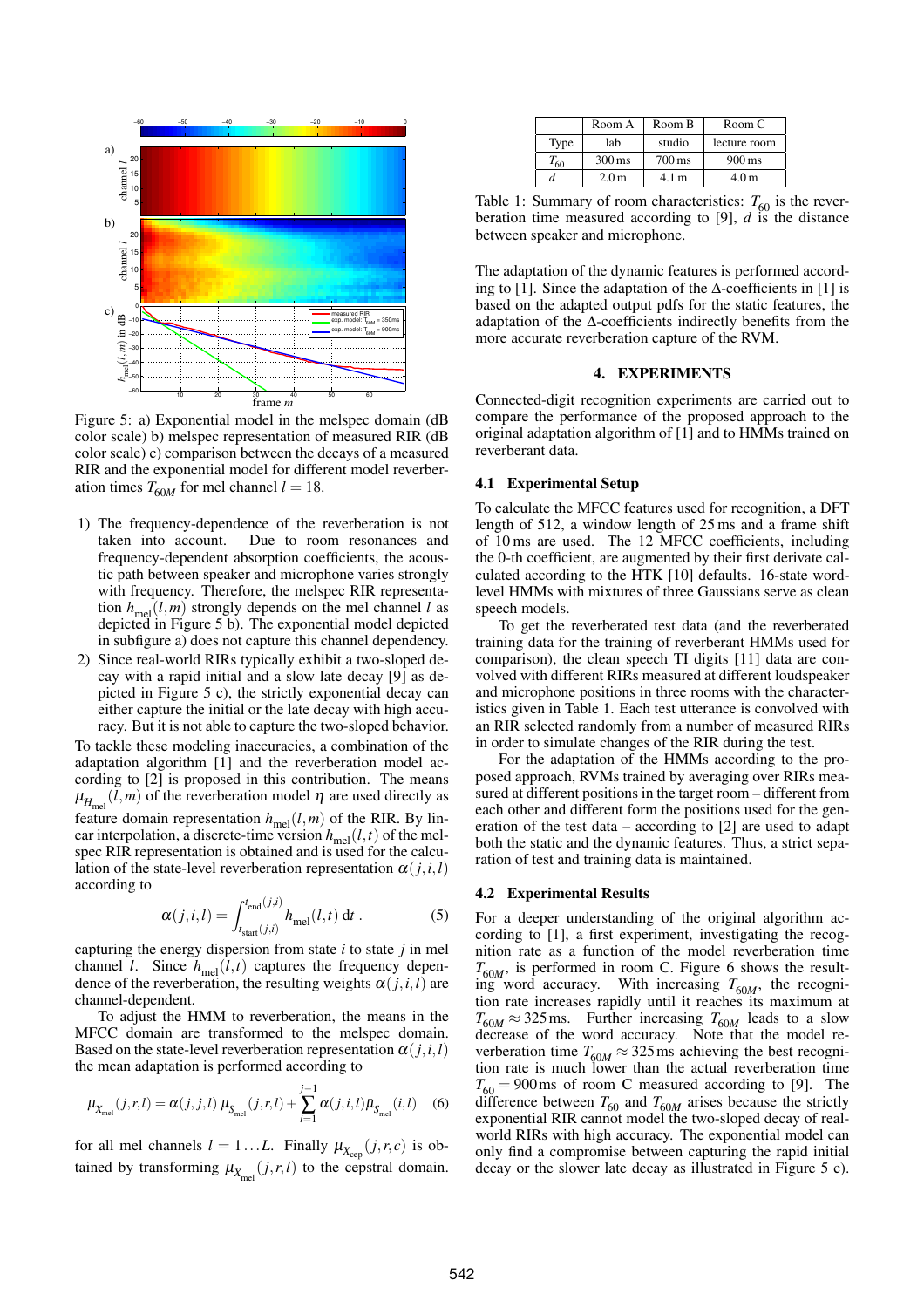Figure 5: a) Exponential model in the melspec domain (dB color scale) b) melspec representation of measured RIR (dB color scale) c) comparison between the decays of a measured RIR and the exponential model for different model reverberation times $T_{60M}$ for mel channel $l = 18$.

1) The frequency-dependence of the reverberation is not taken into account. Due to room resonances and frequency-dependent absorption coefficients, the acoustic path between speaker and microphone varies strongly with frequency. Therefore, the melspec RIR representation $h_{\text{mel}}(l, m)$ strongly depends on the mel channel $l$ as depicted in Figure 5 b). The exponential model depicted in subfigure a) does not capture this channel dependency.
2) Since real-world RIRs typically exhibit a two-sloped decay with a rapid initial and a slow late decay [9] as depicted in Figure 5 c), the strictly exponential decay can either capture the initial or the late decay with high accuracy. But it is not able to capture the two-sloped behavior.

To tackle these modeling inaccuracies, a combination of the adaptation algorithm [1] and the reverberation model according to [2] is proposed in this contribution. The means $\mu_{H_{\text{mel}}}(l, m)$ of the reverberation model $\eta$ are used directly as feature domain representation $h_{\text{mel}}(l, m)$ of the RIR. By linear interpolation, a discrete-time version $h_{\text{mel}}(l, t)$ of the melspec RIR representation is obtained and is used for the calculation of the state-level reverberation representation $\alpha(j, i, l)$ according to

$$\alpha(j, i, l) = \int_{t_{\text{start}}(j,i)}^{t_{\text{end}}(j,i)} h_{\text{mel}}(l, t) \, \mathrm{d}t \; . \tag{5}$$

capturing the energy dispersion from state $i$ to state $j$ in mel channel $l$. Since $h_{\text{mel}}(l, t)$ captures the frequency dependence of the reverberation, the resulting weights $\alpha(j, i, l)$ are channel-dependent.

To adjust the HMM to reverberation, the means in the MFCC domain are transformed to the melspec domain. Based on the state-level reverberation representation $\alpha(j, i, l)$ the mean adaptation is performed according to

$$\mu_{X_{\text{mel}}}(j, r, l) = \alpha(j, j, l)\, \mu_{S_{\text{mel}}}(j, r, l) + \sum_{i=1}^{j-1} \alpha(j, i, l) \bar{\mu}_{S_{\text{mel}}}(i, l) \tag{6}$$

for all mel channels $l = 1 \ldots L$. Finally $\mu_{X_{\text{cep}}}(j, r, c)$ is obtained by transforming $\mu_{X_{\text{mel}}}(j, r, l)$ to the cepstral domain.

| | Room A | Room B | Room C |
|---|---|---|---|
| Type | lab | studio | lecture room |
| $T_{60}$ | 300 ms | 700 ms | 900 ms |
| $d$ | 2.0 m | 4.1 m | 4.0 m |

Table 1: Summary of room characteristics: $T_{60}$ is the reverberation time measured according to [9], $d$ is the distance between speaker and microphone.

The adaptation of the dynamic features is performed according to [1]. Since the adaptation of the Δ-coefficients in [1] is based on the adapted output pdfs for the static features, the adaptation of the Δ-coefficients indirectly benefits from the more accurate reverberation capture of the RVM.

## 4. EXPERIMENTS

Connected-digit recognition experiments are carried out to compare the performance of the proposed approach to the original adaptation algorithm of [1] and to HMMs trained on reverberant data.

### 4.1 Experimental Setup

To calculate the MFCC features used for recognition, a DFT length of 512, a window length of 25 ms and a frame shift of 10 ms are used. The 12 MFCC coefficients, including the 0-th coefficient, are augmented by their first derivate calculated according to the HTK [10] defaults. 16-state word-level HMMs with mixtures of three Gaussians serve as clean speech models.

To get the reverberated test data (and the reverberated training data for the training of reverberant HMMs used for comparison), the clean speech TI digits [11] data are convolved with different RIRs measured at different loudspeaker and microphone positions in three rooms with the characteristics given in Table 1. Each test utterance is convolved with an RIR selected randomly from a number of measured RIRs in order to simulate changes of the RIR during the test.

For the adaptation of the HMMs according to the proposed approach, RVMs trained by averaging over RIRs measured at different positions in the target room – different from each other and different form the positions used for the generation of the test data – according to [2] are used to adapt both the static and the dynamic features. Thus, a strict separation of test and training data is maintained.

### 4.2 Experimental Results

For a deeper understanding of the original algorithm according to [1], a first experiment, investigating the recognition rate as a function of the model reverberation time $T_{60M}$, is performed in room C. Figure 6 shows the resulting word accuracy. With increasing $T_{60M}$, the recognition rate increases rapidly until it reaches its maximum at $T_{60M} \approx 325$ ms. Further increasing $T_{60M}$ leads to a slow decrease of the word accuracy. Note that the model reverberation time $T_{60M} \approx 325$ ms achieving the best recognition rate is much lower than the actual reverberation time $T_{60} = 900$ ms of room C measured according to [9]. The difference between $T_{60}$ and $T_{60M}$ arises because the strictly exponential RIR cannot model the two-sloped decay of real-world RIRs with high accuracy. The exponential model can only find a compromise between capturing the rapid initial decay or the slower late decay as illustrated in Figure 5 c).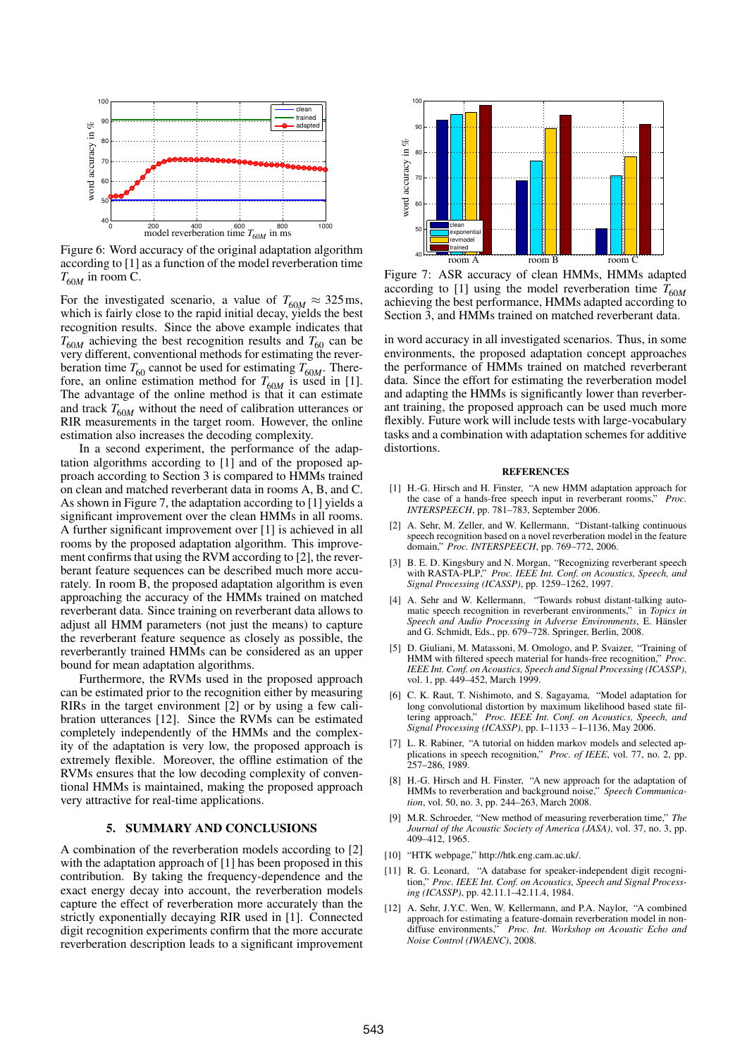100
90
80
70
60
50
40
word accuracy in %
0
200
400
600
800
1000
model reverberation time $T_{60M}$ in ms
clean
trained
adapted

Figure 6: Word accuracy of the original adaptation algorithm according to [1] as a function of the model reverberation time $T_{60M}$ in room C.

For the investigated scenario, a value of $T_{60M} \approx 325$ ms, which is fairly close to the rapid initial decay, yields the best recognition results. Since the above example indicates that $T_{60M}$ achieving the best recognition results and $T_{60}$ can be very different, conventional methods for estimating the reverberation time $T_{60}$ cannot be used for estimating $T_{60M}$. Therefore, an online estimation method for $T_{60M}$ is used in [1]. The advantage of the online method is that it can estimate and track $T_{60M}$ without the need of calibration utterances or RIR measurements in the target room. However, the online estimation also increases the decoding complexity.

In a second experiment, the performance of the adaptation algorithms according to [1] and of the proposed approach according to Section 3 is compared to HMMs trained on clean and matched reverberant data in rooms A, B, and C. As shown in Figure 7, the adaptation according to [1] yields a significant improvement over the clean HMMs in all rooms. A further significant improvement over [1] is achieved in all rooms by the proposed adaptation algorithm. This improvement confirms that using the RVM according to [2], the reverberant feature sequences can be described much more accurately. In room B, the proposed adaptation algorithm is even approaching the accuracy of the HMMs trained on matched reverberant data. Since training on reverberant data allows to adjust all HMM parameters (not just the means) to capture the reverberant feature sequence as closely as possible, the reverberantly trained HMMs can be considered as an upper bound for mean adaptation algorithms.

Furthermore, the RVMs used in the proposed approach can be estimated prior to the recognition either by measuring RIRs in the target environment [2] or by using a few calibration utterances [12]. Since the RVMs can be estimated completely independently of the HMMs and the complexity of the adaptation is very low, the proposed approach is extremely flexible. Moreover, the offline estimation of the RVMs ensures that the low decoding complexity of conventional HMMs is maintained, making the proposed approach very attractive for real-time applications.

## 5. SUMMARY AND CONCLUSIONS

A combination of the reverberation models according to [2] with the adaptation approach of [1] has been proposed in this contribution. By taking the frequency-dependence and the exact energy decay into account, the reverberation models capture the effect of reverberation more accurately than the strictly exponentially decaying RIR used in [1]. Connected digit recognition experiments confirm that the more accurate reverberation description leads to a significant improvement in word accuracy in all investigated scenarios. Thus, in some environments, the proposed adaptation concept approaches the performance of HMMs trained on matched reverberant data. Since the effort for estimating the reverberation model and adapting the HMMs is significantly lower than reverberant training, the proposed approach can be used much more flexibly. Future work will include tests with large-vocabulary tasks and a combination with adaptation schemes for additive distortions.

100
90
80
70
60
50
40
word accuracy in %
room A
room B
room C
clean
exponential
revmodel
trained

Figure 7: ASR accuracy of clean HMMs, HMMs adapted according to [1] using the model reverberation time $T_{60M}$ achieving the best performance, HMMs adapted according to Section 3, and HMMs trained on matched reverberant data.

### REFERENCES

[1] H.-G. Hirsch and H. Finster, "A new HMM adaptation approach for the case of a hands-free speech input in reverberant rooms," *Proc. INTERSPEECH*, pp. 781–783, September 2006.

[2] A. Sehr, M. Zeller, and W. Kellermann, "Distant-talking continuous speech recognition based on a novel reverberation model in the feature domain," *Proc. INTERSPEECH*, pp. 769–772, 2006.

[3] B. E. D. Kingsbury and N. Morgan, "Recognizing reverberant speech with RASTA-PLP," *Proc. IEEE Int. Conf. on Acoustics, Speech, and Signal Processing (ICASSP)*, pp. 1259–1262, 1997.

[4] A. Sehr and W. Kellermann, "Towards robust distant-talking automatic speech recognition in reverberant environments," in *Topics in Speech and Audio Processing in Adverse Environments*, E. Hänsler and G. Schmidt, Eds., pp. 679–728. Springer, Berlin, 2008.

[5] D. Giuliani, M. Matassoni, M. Omologo, and P. Svaizer, "Training of HMM with filtered speech material for hands-free recognition," *Proc. IEEE Int. Conf. on Acoustics, Speech and Signal Processing (ICASSP)*, vol. 1, pp. 449–452, March 1999.

[6] C. K. Raut, T. Nishimoto, and S. Sagayama, "Model adaptation for long convolutional distortion by maximum likelihood based state filtering approach," *Proc. IEEE Int. Conf. on Acoustics, Speech, and Signal Processing (ICASSP)*, pp. I–1133 – I–1136, May 2006.

[7] L. R. Rabiner, "A tutorial on hidden markov models and selected applications in speech recognition," *Proc. of IEEE*, vol. 77, no. 2, pp. 257–286, 1989.

[8] H.-G. Hirsch and H. Finster, "A new approach for the adaptation of HMMs to reverberation and background noise," *Speech Communication*, vol. 50, no. 3, pp. 244–263, March 2008.

[9] M.R. Schroeder, "New method of measuring reverberation time," *The Journal of the Acoustic Society of America (JASA)*, vol. 37, no. 3, pp. 409–412, 1965.

[10] "HTK webpage," http://htk.eng.cam.ac.uk/.

[11] R. G. Leonard, "A database for speaker-independent digit recognition," *Proc. IEEE Int. Conf. on Acoustics, Speech and Signal Processing (ICASSP)*, pp. 42.11.1–42.11.4, 1984.

[12] A. Sehr, J.Y.C. Wen, W. Kellermann, and P.A. Naylor, "A combined approach for estimating a feature-domain reverberation model in non-diffuse environments," *Proc. Int. Workshop on Acoustic Echo and Noise Control (IWAENC)*, 2008.